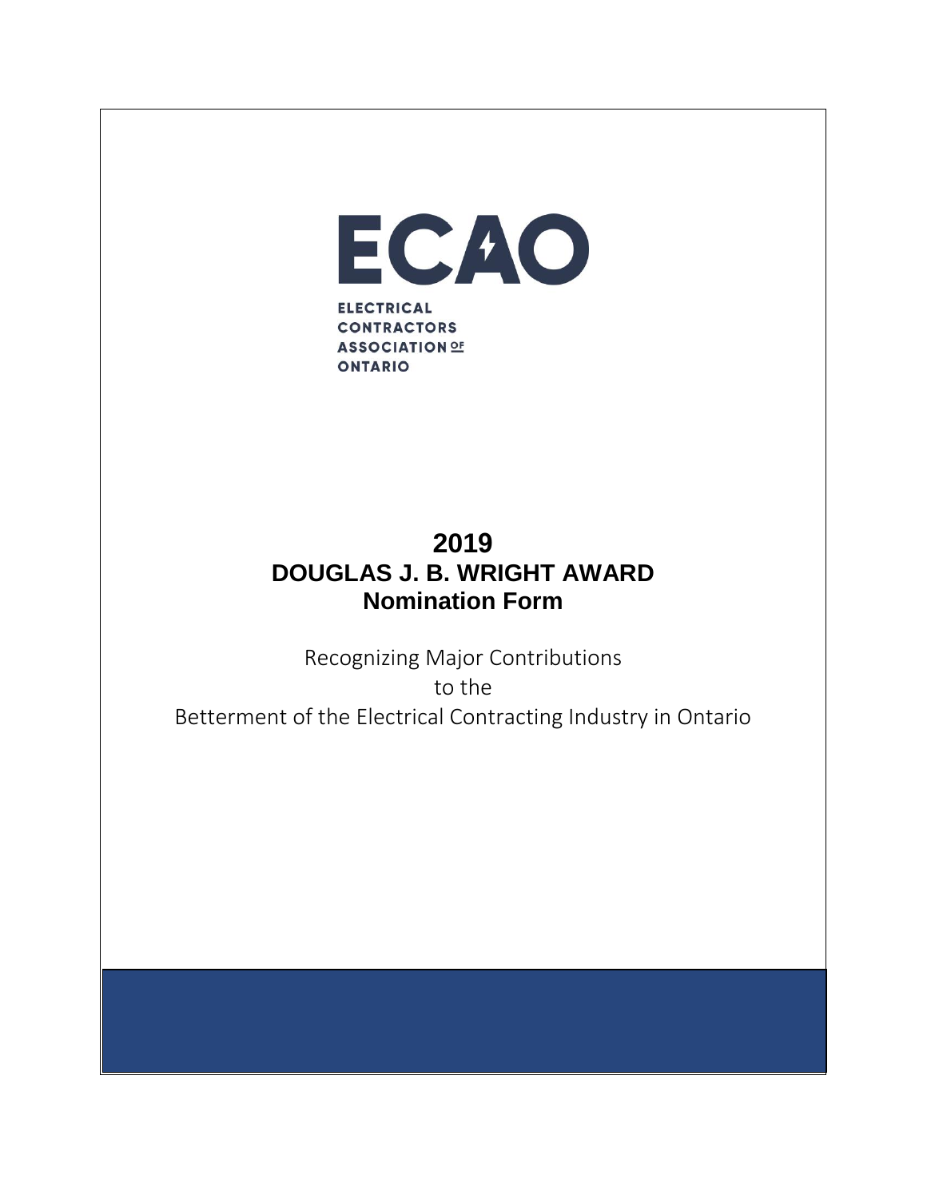ECAO

ELECTRICAL CONTRACTORS ASSOCIATION OF ONTARIO

# 2019
# DOUGLAS J. B. WRIGHT AWARD
# Nomination Form

Recognizing Major Contributions

to the

Betterment of the Electrical Contracting Industry in Ontario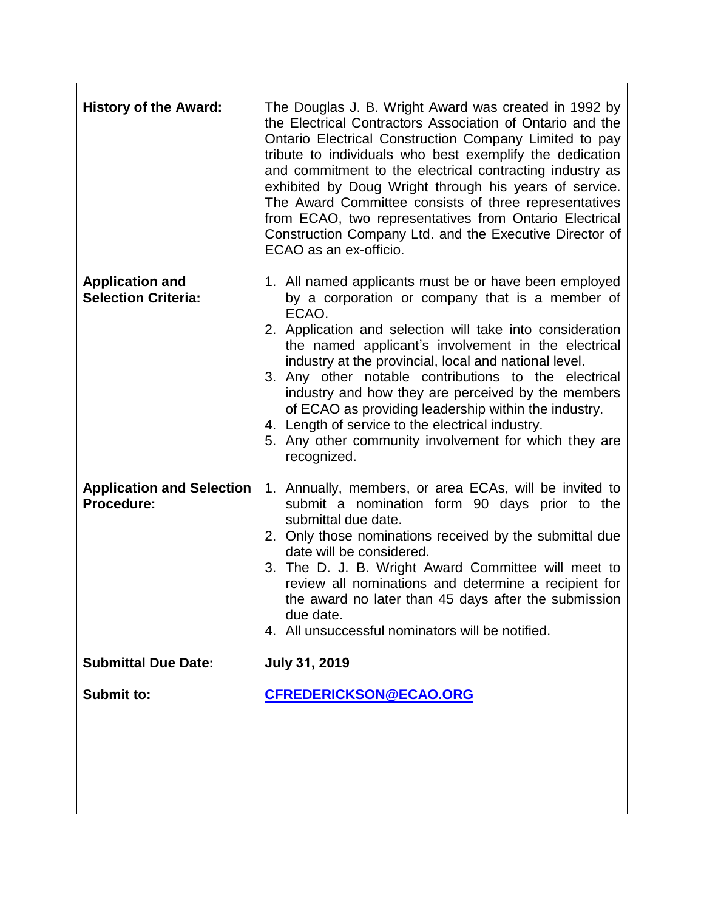**History of the Award:**

The Douglas J. B. Wright Award was created in 1992 by the Electrical Contractors Association of Ontario and the Ontario Electrical Construction Company Limited to pay tribute to individuals who best exemplify the dedication and commitment to the electrical contracting industry as exhibited by Doug Wright through his years of service. The Award Committee consists of three representatives from ECAO, two representatives from Ontario Electrical Construction Company Ltd. and the Executive Director of ECAO as an ex-officio.

**Application and Selection Criteria:**

1. All named applicants must be or have been employed by a corporation or company that is a member of ECAO.
2. Application and selection will take into consideration the named applicant's involvement in the electrical industry at the provincial, local and national level.
3. Any other notable contributions to the electrical industry and how they are perceived by the members of ECAO as providing leadership within the industry.
4. Length of service to the electrical industry.
5. Any other community involvement for which they are recognized.

**Application and Selection Procedure:**

1. Annually, members, or area ECAs, will be invited to submit a nomination form 90 days prior to the submittal due date.
2. Only those nominations received by the submittal due date will be considered.
3. The D. J. B. Wright Award Committee will meet to review all nominations and determine a recipient for the award no later than 45 days after the submission due date.
4. All unsuccessful nominators will be notified.

**Submittal Due Date:** **July 31, 2019**

**Submit to:** **CFREDERICKSON@ECAO.ORG**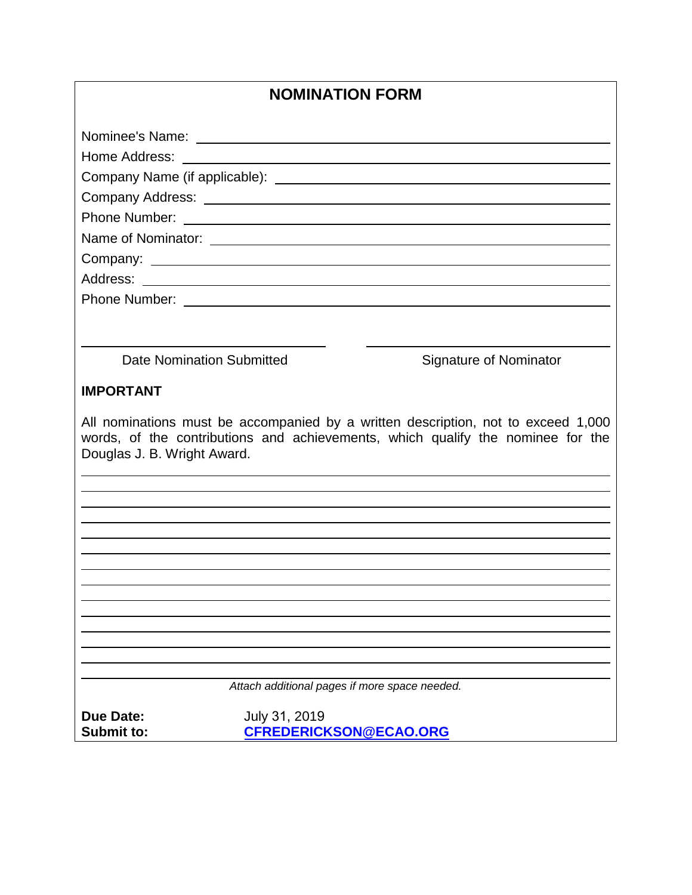# NOMINATION FORM

Nominee's Name: ______________________________________________

Home Address: ______________________________________________

Company Name (if applicable): ______________________________________________

Company Address: ______________________________________________

Phone Number: ______________________________________________

Name of Nominator: ______________________________________________

Company: ______________________________________________

Address: ______________________________________________

Phone Number: ______________________________________________

______________________________ ______________________________

Date Nomination Submitted Signature of Nominator

**IMPORTANT**

All nominations must be accompanied by a written description, not to exceed 1,000 words, of the contributions and achievements, which qualify the nominee for the Douglas J. B. Wright Award.

______________________________________________________________________________

______________________________________________________________________________

______________________________________________________________________________

______________________________________________________________________________

______________________________________________________________________________

______________________________________________________________________________

______________________________________________________________________________

______________________________________________________________________________

______________________________________________________________________________

______________________________________________________________________________

______________________________________________________________________________

______________________________________________________________________________

______________________________________________________________________________

______________________________________________________________________________

*Attach additional pages if more space needed.*

**Due Date:** July 31, 2019

**Submit to:** **CFREDERICKSON@ECAO.ORG**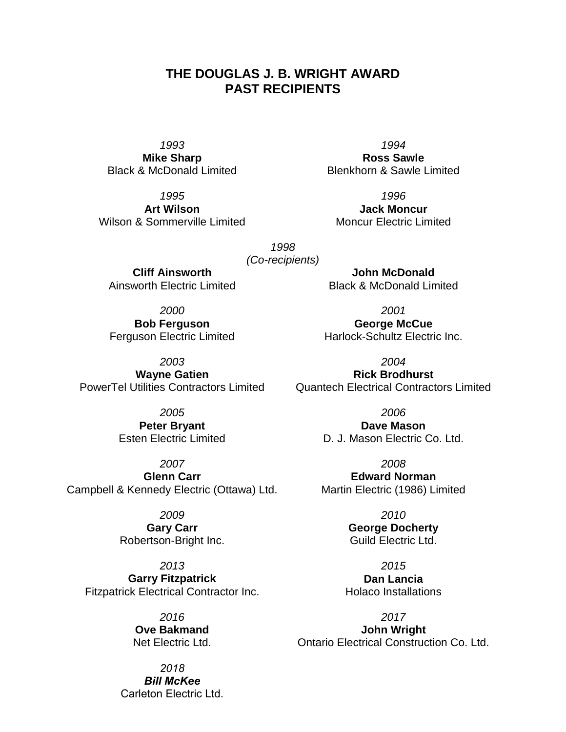# THE DOUGLAS J. B. WRIGHT AWARD
# PAST RECIPIENTS

*1993*
**Mike Sharp**
Black & McDonald Limited

*1994*
**Ross Sawle**
Blenkhorn & Sawle Limited

*1995*
**Art Wilson**
Wilson & Sommerville Limited

*1996*
**Jack Moncur**
Moncur Electric Limited

*1998*
*(Co-recipients)*

**Cliff Ainsworth**
Ainsworth Electric Limited

**John McDonald**
Black & McDonald Limited

*2000*
**Bob Ferguson**
Ferguson Electric Limited

*2001*
**George McCue**
Harlock-Schultz Electric Inc.

*2003*
**Wayne Gatien**
PowerTel Utilities Contractors Limited

*2004*
**Rick Brodhurst**
Quantech Electrical Contractors Limited

*2005*
**Peter Bryant**
Esten Electric Limited

*2006*
**Dave Mason**
D. J. Mason Electric Co. Ltd.

*2007*
**Glenn Carr**
Campbell & Kennedy Electric (Ottawa) Ltd.

*2008*
**Edward Norman**
Martin Electric (1986) Limited

*2009*
**Gary Carr**
Robertson-Bright Inc.

*2010*
**George Docherty**
Guild Electric Ltd.

*2013*
**Garry Fitzpatrick**
Fitzpatrick Electrical Contractor Inc.

*2015*
**Dan Lancia**
Holaco Installations

*2016*
**Ove Bakmand**
Net Electric Ltd.

*2017*
**John Wright**
Ontario Electrical Construction Co. Ltd.

*2018*
***Bill McKee***
Carleton Electric Ltd.